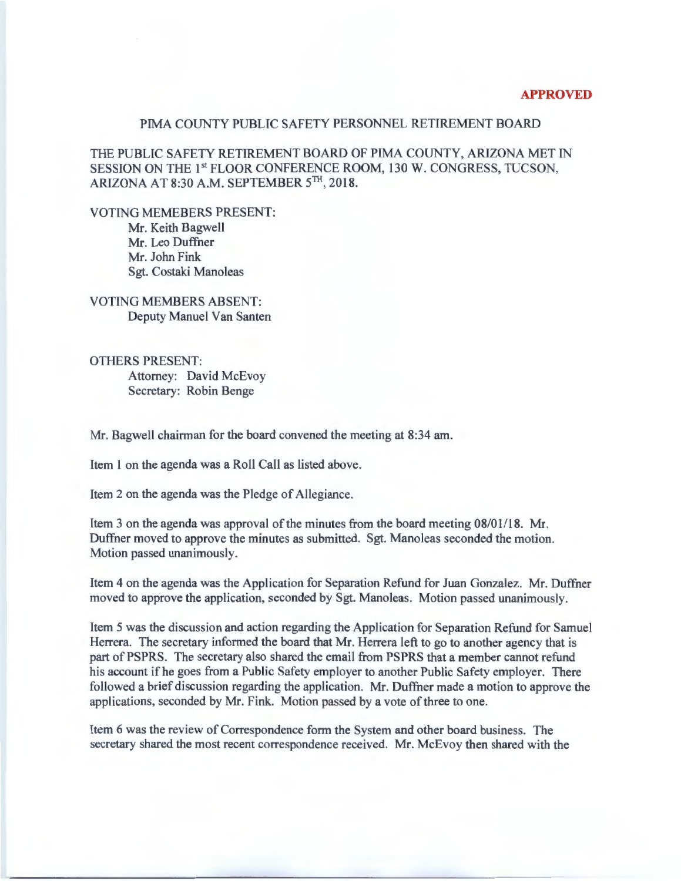**APPROVED**

PIMA COUNTY PUBLIC SAFETY PERSONNEL RETIREMENT BOARD

THE PUBLIC SAFETY RETIREMENT BOARD OF PIMA COUNTY, ARIZONA MET IN SESSION ON THE 1st FLOOR CONFERENCE ROOM, 130 W. CONGRESS, TUCSON, ARIZONA AT 8:30 A.M. SEPTEMBER 5TH, 2018.

VOTING MEMEBERS PRESENT:
- Mr. Keith Bagwell
- Mr. Leo Duffner
- Mr. John Fink
- Sgt. Costaki Manoleas

VOTING MEMBERS ABSENT:
- Deputy Manuel Van Santen

OTHERS PRESENT:
- Attorney: David McEvoy
- Secretary: Robin Benge

Mr. Bagwell chairman for the board convened the meeting at 8:34 am.

Item 1 on the agenda was a Roll Call as listed above.

Item 2 on the agenda was the Pledge of Allegiance.

Item 3 on the agenda was approval of the minutes from the board meeting 08/01/18. Mr. Duffner moved to approve the minutes as submitted. Sgt. Manoleas seconded the motion. Motion passed unanimously.

Item 4 on the agenda was the Application for Separation Refund for Juan Gonzalez. Mr. Duffner moved to approve the application, seconded by Sgt. Manoleas. Motion passed unanimously.

Item 5 was the discussion and action regarding the Application for Separation Refund for Samuel Herrera. The secretary informed the board that Mr. Herrera left to go to another agency that is part of PSPRS. The secretary also shared the email from PSPRS that a member cannot refund his account if he goes from a Public Safety employer to another Public Safety employer. There followed a brief discussion regarding the application. Mr. Duffner made a motion to approve the applications, seconded by Mr. Fink. Motion passed by a vote of three to one.

Item 6 was the review of Correspondence form the System and other board business. The secretary shared the most recent correspondence received. Mr. McEvoy then shared with the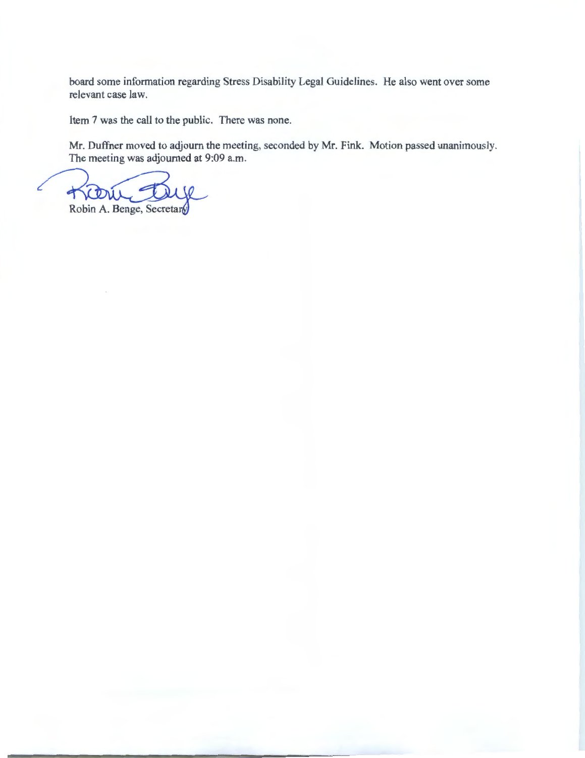board some information regarding Stress Disability Legal Guidelines. He also went over some relevant case law.

Item 7 was the call to the public. There was none.

Mr. Duffner moved to adjourn the meeting, seconded by Mr. Fink. Motion passed unanimously. The meeting was adjourned at 9:09 a.m.

Robin A. Benge, Secretary